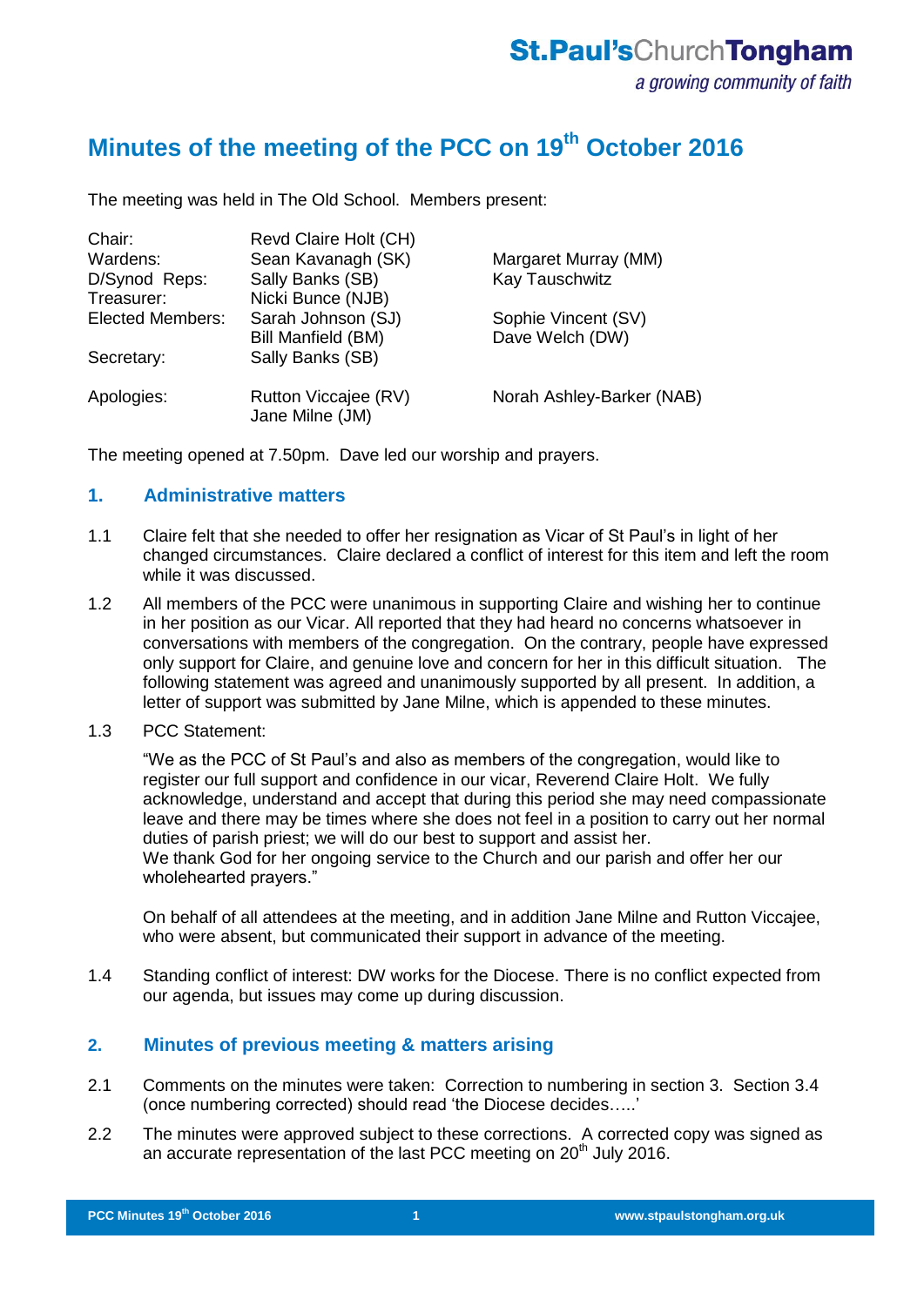**St.Paul's Church Tongham**
*a growing community of faith*

# Minutes of the meeting of the PCC on 19th October 2016

The meeting was held in The Old School. Members present:

| | | |
|---|---|---|
| Chair: | Revd Claire Holt (CH) | |
| Wardens: | Sean Kavanagh (SK) | Margaret Murray (MM) |
| D/Synod Reps: | Sally Banks (SB) | Kay Tauschwitz |
| Treasurer: | Nicki Bunce (NJB) | |
| Elected Members: | Sarah Johnson (SJ) | Sophie Vincent (SV) |
| | Bill Manfield (BM) | Dave Welch (DW) |
| Secretary: | Sally Banks (SB) | |
| Apologies: | Rutton Viccajee (RV) | Norah Ashley-Barker (NAB) |
| | Jane Milne (JM) | |

The meeting opened at 7.50pm. Dave led our worship and prayers.

## 1. Administrative matters

1.1 Claire felt that she needed to offer her resignation as Vicar of St Paul's in light of her changed circumstances. Claire declared a conflict of interest for this item and left the room while it was discussed.

1.2 All members of the PCC were unanimous in supporting Claire and wishing her to continue in her position as our Vicar. All reported that they had heard no concerns whatsoever in conversations with members of the congregation. On the contrary, people have expressed only support for Claire, and genuine love and concern for her in this difficult situation. The following statement was agreed and unanimously supported by all present. In addition, a letter of support was submitted by Jane Milne, which is appended to these minutes.

1.3 PCC Statement:

"We as the PCC of St Paul's and also as members of the congregation, would like to register our full support and confidence in our vicar, Reverend Claire Holt. We fully acknowledge, understand and accept that during this period she may need compassionate leave and there may be times where she does not feel in a position to carry out her normal duties of parish priest; we will do our best to support and assist her.
We thank God for her ongoing service to the Church and our parish and offer her our wholehearted prayers."

On behalf of all attendees at the meeting, and in addition Jane Milne and Rutton Viccajee, who were absent, but communicated their support in advance of the meeting.

1.4 Standing conflict of interest: DW works for the Diocese. There is no conflict expected from our agenda, but issues may come up during discussion.

## 2. Minutes of previous meeting & matters arising

2.1 Comments on the minutes were taken: Correction to numbering in section 3. Section 3.4 (once numbering corrected) should read 'the Diocese decides…..'

2.2 The minutes were approved subject to these corrections. A corrected copy was signed as an accurate representation of the last PCC meeting on 20th July 2016.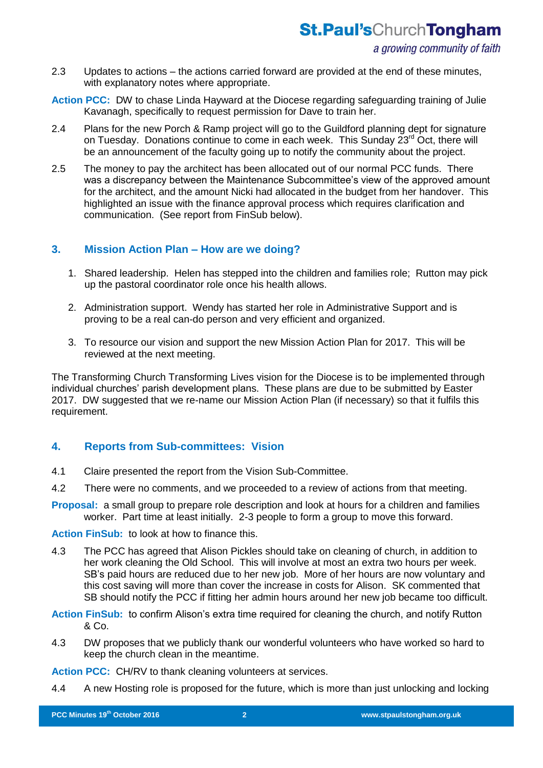2.3 Updates to actions – the actions carried forward are provided at the end of these minutes, with explanatory notes where appropriate.

**Action PCC:** DW to chase Linda Hayward at the Diocese regarding safeguarding training of Julie Kavanagh, specifically to request permission for Dave to train her.

2.4 Plans for the new Porch & Ramp project will go to the Guildford planning dept for signature on Tuesday. Donations continue to come in each week. This Sunday 23rd Oct, there will be an announcement of the faculty going up to notify the community about the project.

2.5 The money to pay the architect has been allocated out of our normal PCC funds. There was a discrepancy between the Maintenance Subcommittee's view of the approved amount for the architect, and the amount Nicki had allocated in the budget from her handover. This highlighted an issue with the finance approval process which requires clarification and communication. (See report from FinSub below).

## 3. Mission Action Plan – How are we doing?

1. Shared leadership. Helen has stepped into the children and families role; Rutton may pick up the pastoral coordinator role once his health allows.
2. Administration support. Wendy has started her role in Administrative Support and is proving to be a real can-do person and very efficient and organized.
3. To resource our vision and support the new Mission Action Plan for 2017. This will be reviewed at the next meeting.

The Transforming Church Transforming Lives vision for the Diocese is to be implemented through individual churches' parish development plans. These plans are due to be submitted by Easter 2017. DW suggested that we re-name our Mission Action Plan (if necessary) so that it fulfils this requirement.

## 4. Reports from Sub-committees: Vision

4.1 Claire presented the report from the Vision Sub-Committee.

4.2 There were no comments, and we proceeded to a review of actions from that meeting.

**Proposal:** a small group to prepare role description and look at hours for a children and families worker. Part time at least initially. 2-3 people to form a group to move this forward.

**Action FinSub:** to look at how to finance this.

4.3 The PCC has agreed that Alison Pickles should take on cleaning of church, in addition to her work cleaning the Old School. This will involve at most an extra two hours per week. SB's paid hours are reduced due to her new job. More of her hours are now voluntary and this cost saving will more than cover the increase in costs for Alison. SK commented that SB should notify the PCC if fitting her admin hours around her new job became too difficult.

**Action FinSub:** to confirm Alison's extra time required for cleaning the church, and notify Rutton & Co.

4.3 DW proposes that we publicly thank our wonderful volunteers who have worked so hard to keep the church clean in the meantime.

**Action PCC:** CH/RV to thank cleaning volunteers at services.

4.4 A new Hosting role is proposed for the future, which is more than just unlocking and locking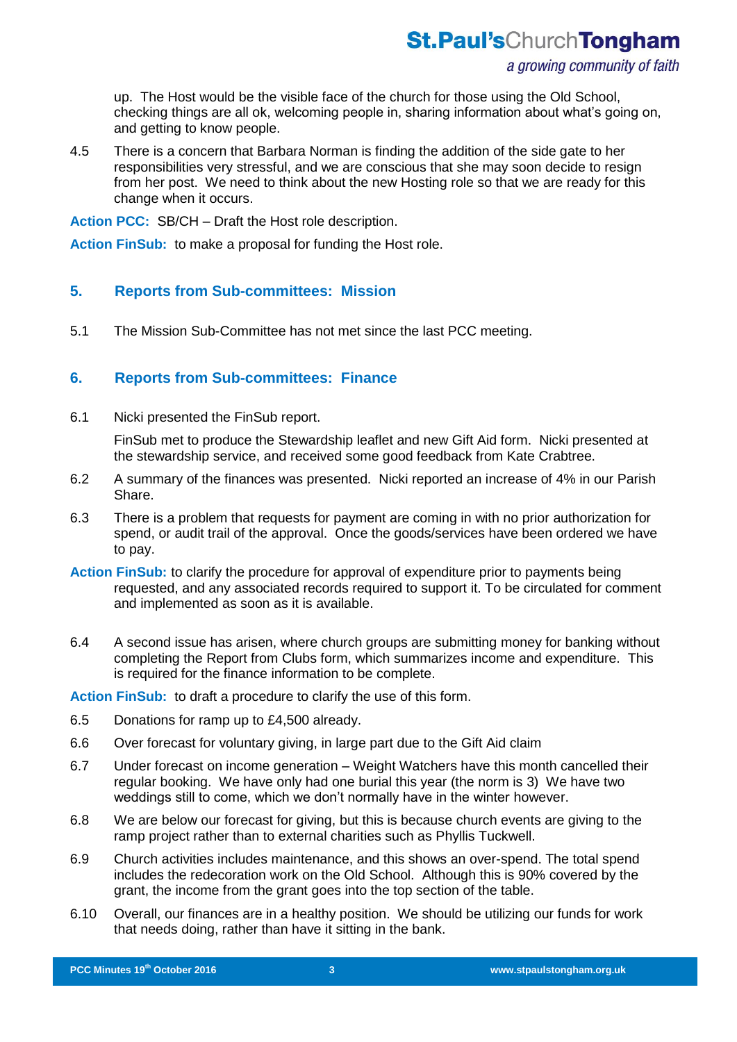up. The Host would be the visible face of the church for those using the Old School, checking things are all ok, welcoming people in, sharing information about what's going on, and getting to know people.

4.5 There is a concern that Barbara Norman is finding the addition of the side gate to her responsibilities very stressful, and we are conscious that she may soon decide to resign from her post. We need to think about the new Hosting role so that we are ready for this change when it occurs.

**Action PCC:** SB/CH – Draft the Host role description.

**Action FinSub:** to make a proposal for funding the Host role.

## 5. Reports from Sub-committees: Mission

5.1 The Mission Sub-Committee has not met since the last PCC meeting.

## 6. Reports from Sub-committees: Finance

6.1 Nicki presented the FinSub report.

FinSub met to produce the Stewardship leaflet and new Gift Aid form. Nicki presented at the stewardship service, and received some good feedback from Kate Crabtree.

6.2 A summary of the finances was presented. Nicki reported an increase of 4% in our Parish Share.

6.3 There is a problem that requests for payment are coming in with no prior authorization for spend, or audit trail of the approval. Once the goods/services have been ordered we have to pay.

**Action FinSub:** to clarify the procedure for approval of expenditure prior to payments being requested, and any associated records required to support it. To be circulated for comment and implemented as soon as it is available.

6.4 A second issue has arisen, where church groups are submitting money for banking without completing the Report from Clubs form, which summarizes income and expenditure. This is required for the finance information to be complete.

**Action FinSub:** to draft a procedure to clarify the use of this form.

6.5 Donations for ramp up to £4,500 already.

6.6 Over forecast for voluntary giving, in large part due to the Gift Aid claim

6.7 Under forecast on income generation – Weight Watchers have this month cancelled their regular booking. We have only had one burial this year (the norm is 3) We have two weddings still to come, which we don't normally have in the winter however.

6.8 We are below our forecast for giving, but this is because church events are giving to the ramp project rather than to external charities such as Phyllis Tuckwell.

6.9 Church activities includes maintenance, and this shows an over-spend. The total spend includes the redecoration work on the Old School. Although this is 90% covered by the grant, the income from the grant goes into the top section of the table.

6.10 Overall, our finances are in a healthy position. We should be utilizing our funds for work that needs doing, rather than have it sitting in the bank.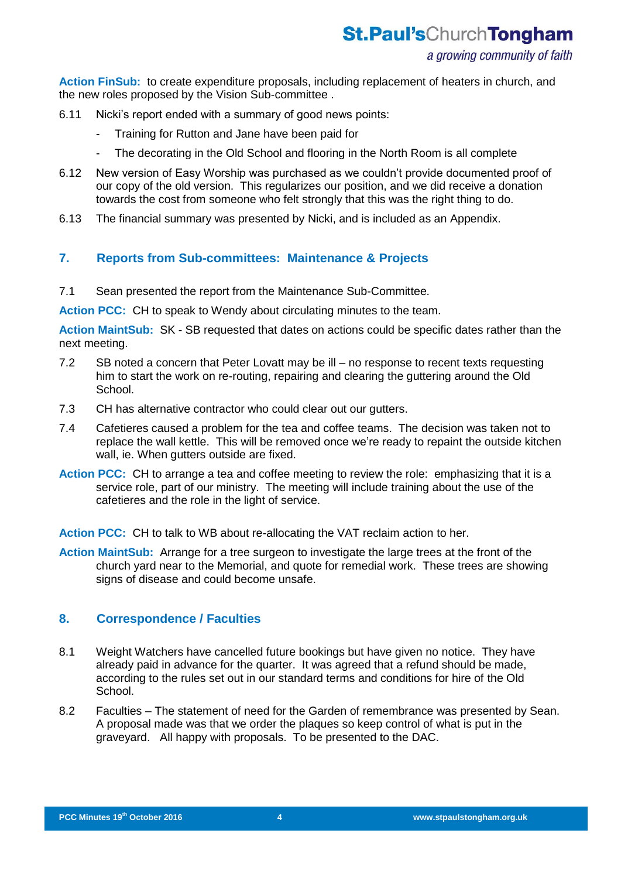**Action FinSub:** to create expenditure proposals, including replacement of heaters in church, and the new roles proposed by the Vision Sub-committee .

6.11 Nicki's report ended with a summary of good news points:

- Training for Rutton and Jane have been paid for
- The decorating in the Old School and flooring in the North Room is all complete

6.12 New version of Easy Worship was purchased as we couldn't provide documented proof of our copy of the old version. This regularizes our position, and we did receive a donation towards the cost from someone who felt strongly that this was the right thing to do.

6.13 The financial summary was presented by Nicki, and is included as an Appendix.

## 7. Reports from Sub-committees: Maintenance & Projects

7.1 Sean presented the report from the Maintenance Sub-Committee.

**Action PCC:** CH to speak to Wendy about circulating minutes to the team.

**Action MaintSub:** SK - SB requested that dates on actions could be specific dates rather than the next meeting.

7.2 SB noted a concern that Peter Lovatt may be ill – no response to recent texts requesting him to start the work on re-routing, repairing and clearing the guttering around the Old School.

7.3 CH has alternative contractor who could clear out our gutters.

7.4 Cafetieres caused a problem for the tea and coffee teams. The decision was taken not to replace the wall kettle. This will be removed once we're ready to repaint the outside kitchen wall, ie. When gutters outside are fixed.

**Action PCC:** CH to arrange a tea and coffee meeting to review the role: emphasizing that it is a service role, part of our ministry. The meeting will include training about the use of the cafetieres and the role in the light of service.

**Action PCC:** CH to talk to WB about re-allocating the VAT reclaim action to her.

**Action MaintSub:** Arrange for a tree surgeon to investigate the large trees at the front of the church yard near to the Memorial, and quote for remedial work. These trees are showing signs of disease and could become unsafe.

## 8. Correspondence / Faculties

8.1 Weight Watchers have cancelled future bookings but have given no notice. They have already paid in advance for the quarter. It was agreed that a refund should be made, according to the rules set out in our standard terms and conditions for hire of the Old School.

8.2 Faculties – The statement of need for the Garden of remembrance was presented by Sean. A proposal made was that we order the plaques so keep control of what is put in the graveyard. All happy with proposals. To be presented to the DAC.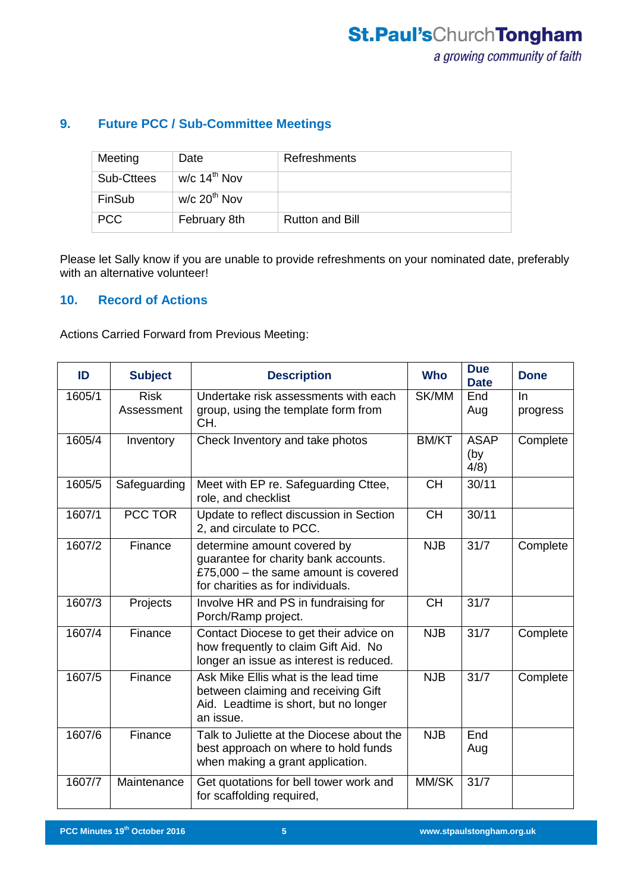## 9. Future PCC / Sub-Committee Meetings

| Meeting | Date | Refreshments |
|---|---|---|
| Sub-Cttees | w/c 14th Nov | |
| FinSub | w/c 20th Nov | |
| PCC | February 8th | Rutton and Bill |

Please let Sally know if you are unable to provide refreshments on your nominated date, preferably with an alternative volunteer!

## 10. Record of Actions

Actions Carried Forward from Previous Meeting:

| ID | Subject | Description | Who | Due Date | Done |
|---|---|---|---|---|---|
| 1605/1 | Risk Assessment | Undertake risk assessments with each group, using the template form from CH. | SK/MM | End Aug | In progress |
| 1605/4 | Inventory | Check Inventory and take photos | BM/KT | ASAP (by 4/8) | Complete |
| 1605/5 | Safeguarding | Meet with EP re. Safeguarding Cttee, role, and checklist | CH | 30/11 | |
| 1607/1 | PCC TOR | Update to reflect discussion in Section 2, and circulate to PCC. | CH | 30/11 | |
| 1607/2 | Finance | determine amount covered by guarantee for charity bank accounts. £75,000 – the same amount is covered for charities as for individuals. | NJB | 31/7 | Complete |
| 1607/3 | Projects | Involve HR and PS in fundraising for Porch/Ramp project. | CH | 31/7 | |
| 1607/4 | Finance | Contact Diocese to get their advice on how frequently to claim Gift Aid. No longer an issue as interest is reduced. | NJB | 31/7 | Complete |
| 1607/5 | Finance | Ask Mike Ellis what is the lead time between claiming and receiving Gift Aid. Leadtime is short, but no longer an issue. | NJB | 31/7 | Complete |
| 1607/6 | Finance | Talk to Juliette at the Diocese about the best approach on where to hold funds when making a grant application. | NJB | End Aug | |
| 1607/7 | Maintenance | Get quotations for bell tower work and for scaffolding required, | MM/SK | 31/7 | |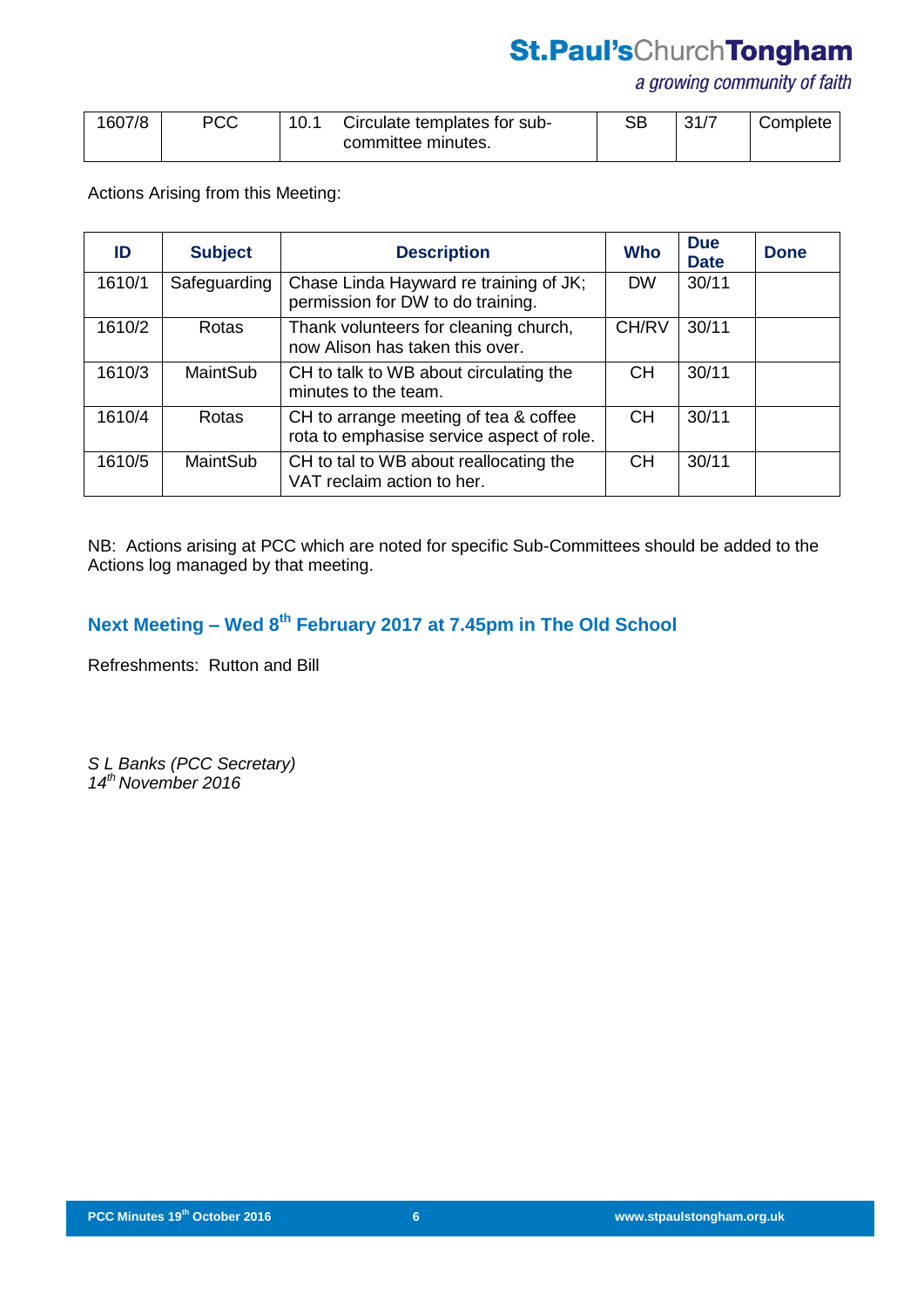| 1607/8 | PCC | 10.1 | Circulate templates for sub-committee minutes. | SB | 31/7 | Complete |
|---|---|---|---|---|---|---|

Actions Arising from this Meeting:

| ID | Subject | Description | Who | Due Date | Done |
|---|---|---|---|---|---|
| 1610/1 | Safeguarding | Chase Linda Hayward re training of JK; permission for DW to do training. | DW | 30/11 | |
| 1610/2 | Rotas | Thank volunteers for cleaning church, now Alison has taken this over. | CH/RV | 30/11 | |
| 1610/3 | MaintSub | CH to talk to WB about circulating the minutes to the team. | CH | 30/11 | |
| 1610/4 | Rotas | CH to arrange meeting of tea & coffee rota to emphasise service aspect of role. | CH | 30/11 | |
| 1610/5 | MaintSub | CH to tal to WB about reallocating the VAT reclaim action to her. | CH | 30/11 | |

NB: Actions arising at PCC which are noted for specific Sub-Committees should be added to the Actions log managed by that meeting.

## Next Meeting – Wed 8th February 2017 at 7.45pm in The Old School

Refreshments: Rutton and Bill

*S L Banks (PCC Secretary)*
*14th November 2016*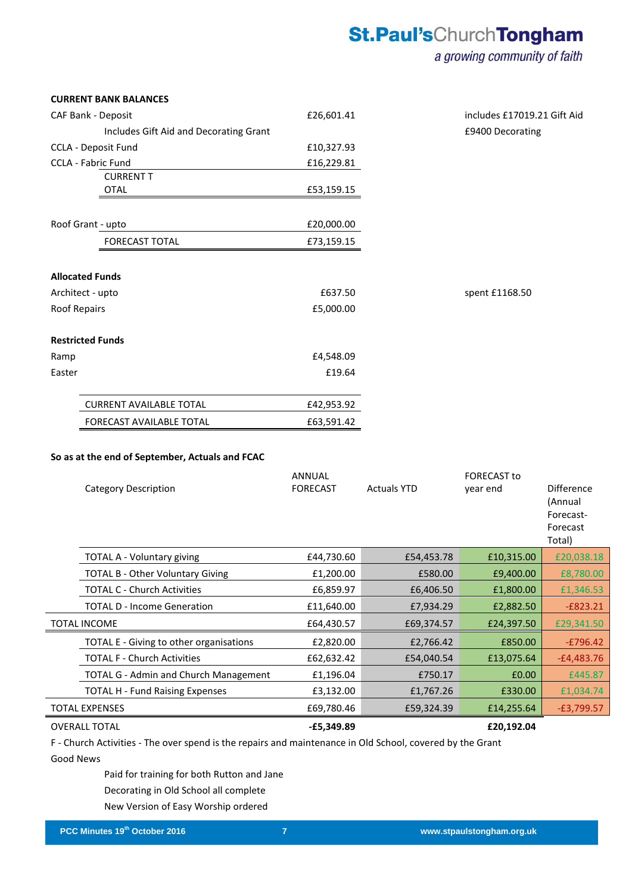**CURRENT BANK BALANCES**

| | | |
|---|---|---|
| CAF Bank - Deposit | £26,601.41 | includes £17019.21 Gift Aid |
| Includes Gift Aid and Decorating Grant | | £9400 Decorating |
| CCLA - Deposit Fund | £10,327.93 | |
| CCLA - Fabric Fund | £16,229.81 | |
| CURRENT TOTAL | £53,159.15 | |
| | | |
| Roof Grant - upto | £20,000.00 | |
| FORECAST TOTAL | £73,159.15 | |

**Allocated Funds**

| | | |
|---|---|---|
| Architect - upto | £637.50 | spent £1168.50 |
| Roof Repairs | £5,000.00 | |

**Restricted Funds**

| | |
|---|---|
| Ramp | £4,548.09 |
| Easter | £19.64 |
| CURRENT AVAILABLE TOTAL | £42,953.92 |
| FORECAST AVAILABLE TOTAL | £63,591.42 |

**So as at the end of September, Actuals and FCAC**

| Category Description | ANNUAL FORECAST | Actuals YTD | FORECAST to year end | Difference (Annual Forecast-Forecast Total) |
|---|---|---|---|---|
| TOTAL A - Voluntary giving | £44,730.60 | £54,453.78 | £10,315.00 | £20,038.18 |
| TOTAL B - Other Voluntary Giving | £1,200.00 | £580.00 | £9,400.00 | £8,780.00 |
| TOTAL C - Church Activities | £6,859.97 | £6,406.50 | £1,800.00 | £1,346.53 |
| TOTAL D - Income Generation | £11,640.00 | £7,934.29 | £2,882.50 | -£823.21 |
| TOTAL INCOME | £64,430.57 | £69,374.57 | £24,397.50 | £29,341.50 |
| TOTAL E - Giving to other organisations | £2,820.00 | £2,766.42 | £850.00 | -£796.42 |
| TOTAL F - Church Activities | £62,632.42 | £54,040.54 | £13,075.64 | -£4,483.76 |
| TOTAL G - Admin and Church Management | £1,196.04 | £750.17 | £0.00 | £445.87 |
| TOTAL H - Fund Raising Expenses | £3,132.00 | £1,767.26 | £330.00 | £1,034.74 |
| TOTAL EXPENSES | £69,780.46 | £59,324.39 | £14,255.64 | -£3,799.57 |
| OVERALL TOTAL | **-£5,349.89** | | **£20,192.04** | |

F - Church Activities - The over spend is the repairs and maintenance in Old School, covered by the Grant

Good News

- Paid for training for both Rutton and Jane
- Decorating in Old School all complete
- New Version of Easy Worship ordered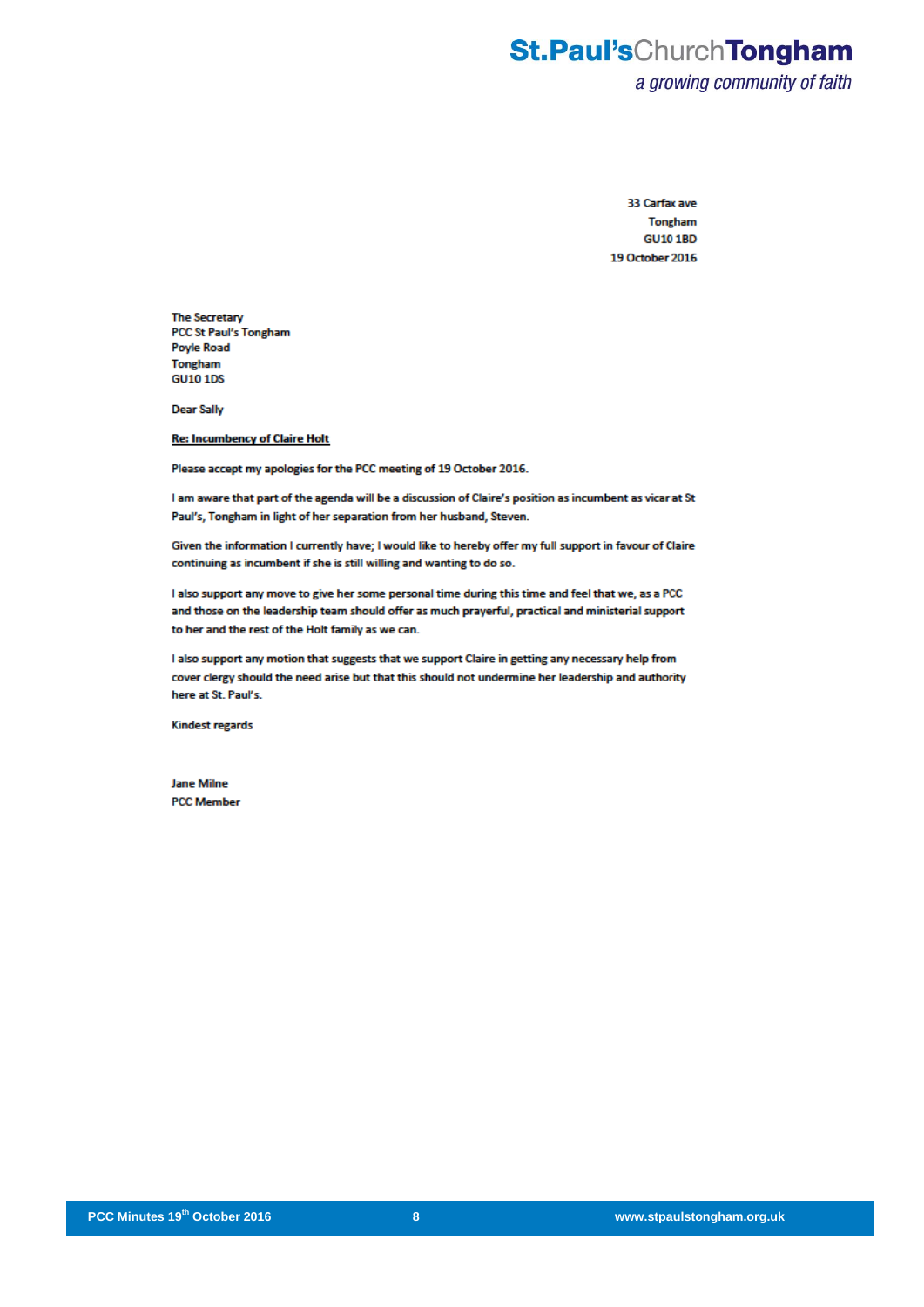33 Carfax ave
Tongham
GU10 1BD
19 October 2016

The Secretary
PCC St Paul's Tongham
Poyle Road
Tongham
GU10 1DS

Dear Sally

**Re: Incumbency of Claire Holt**

Please accept my apologies for the PCC meeting of 19 October 2016.

I am aware that part of the agenda will be a discussion of Claire's position as incumbent as vicar at St Paul's, Tongham in light of her separation from her husband, Steven.

Given the information I currently have; I would like to hereby offer my full support in favour of Claire continuing as incumbent if she is still willing and wanting to do so.

I also support any move to give her some personal time during this time and feel that we, as a PCC and those on the leadership team should offer as much prayerful, practical and ministerial support to her and the rest of the Holt family as we can.

I also support any motion that suggests that we support Claire in getting any necessary help from cover clergy should the need arise but that this should not undermine her leadership and authority here at St. Paul's.

Kindest regards

Jane Milne
PCC Member